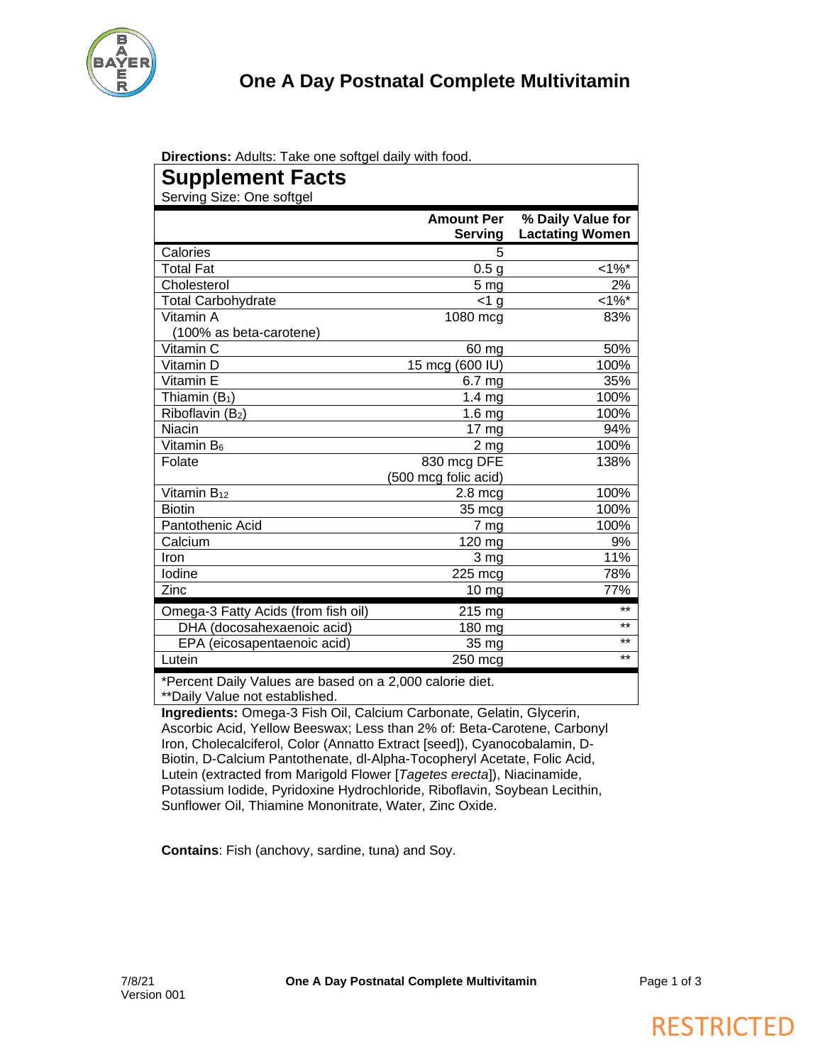# One A Day Postnatal Complete Multivitamin

**Directions:** Adults: Take one softgel daily with food.

## Supplement Facts

Serving Size: One softgel

| | Amount Per Serving | % Daily Value for Lactating Women |
|---|---|---|
| Calories | 5 | |
| Total Fat | 0.5 g | <1%* |
| Cholesterol | 5 mg | 2% |
| Total Carbohydrate | <1 g | <1%* |
| Vitamin A (100% as beta-carotene) | 1080 mcg | 83% |
| Vitamin C | 60 mg | 50% |
| Vitamin D | 15 mcg (600 IU) | 100% |
| Vitamin E | 6.7 mg | 35% |
| Thiamin ($B_1$) | 1.4 mg | 100% |
| Riboflavin ($B_2$) | 1.6 mg | 100% |
| Niacin | 17 mg | 94% |
| Vitamin $B_6$ | 2 mg | 100% |
| Folate | 830 mcg DFE (500 mcg folic acid) | 138% |
| Vitamin $B_{12}$ | 2.8 mcg | 100% |
| Biotin | 35 mcg | 100% |
| Pantothenic Acid | 7 mg | 100% |
| Calcium | 120 mg | 9% |
| Iron | 3 mg | 11% |
| Iodine | 225 mcg | 78% |
| Zinc | 10 mg | 77% |
| Omega-3 Fatty Acids (from fish oil) | 215 mg | ** |
| DHA (docosahexaenoic acid) | 180 mg | ** |
| EPA (eicosapentaenoic acid) | 35 mg | ** |
| Lutein | 250 mcg | ** |

*Percent Daily Values are based on a 2,000 calorie diet.
**Daily Value not established.

**Ingredients:** Omega-3 Fish Oil, Calcium Carbonate, Gelatin, Glycerin, Ascorbic Acid, Yellow Beeswax; Less than 2% of: Beta-Carotene, Carbonyl Iron, Cholecalciferol, Color (Annatto Extract [seed]), Cyanocobalamin, D-Biotin, D-Calcium Pantothenate, dl-Alpha-Tocopheryl Acetate, Folic Acid, Lutein (extracted from Marigold Flower [*Tagetes erecta*]), Niacinamide, Potassium Iodide, Pyridoxine Hydrochloride, Riboflavin, Soybean Lecithin, Sunflower Oil, Thiamine Mononitrate, Water, Zinc Oxide.

**Contains**: Fish (anchovy, sardine, tuna) and Soy.

7/8/21
Version 001

RESTRICTED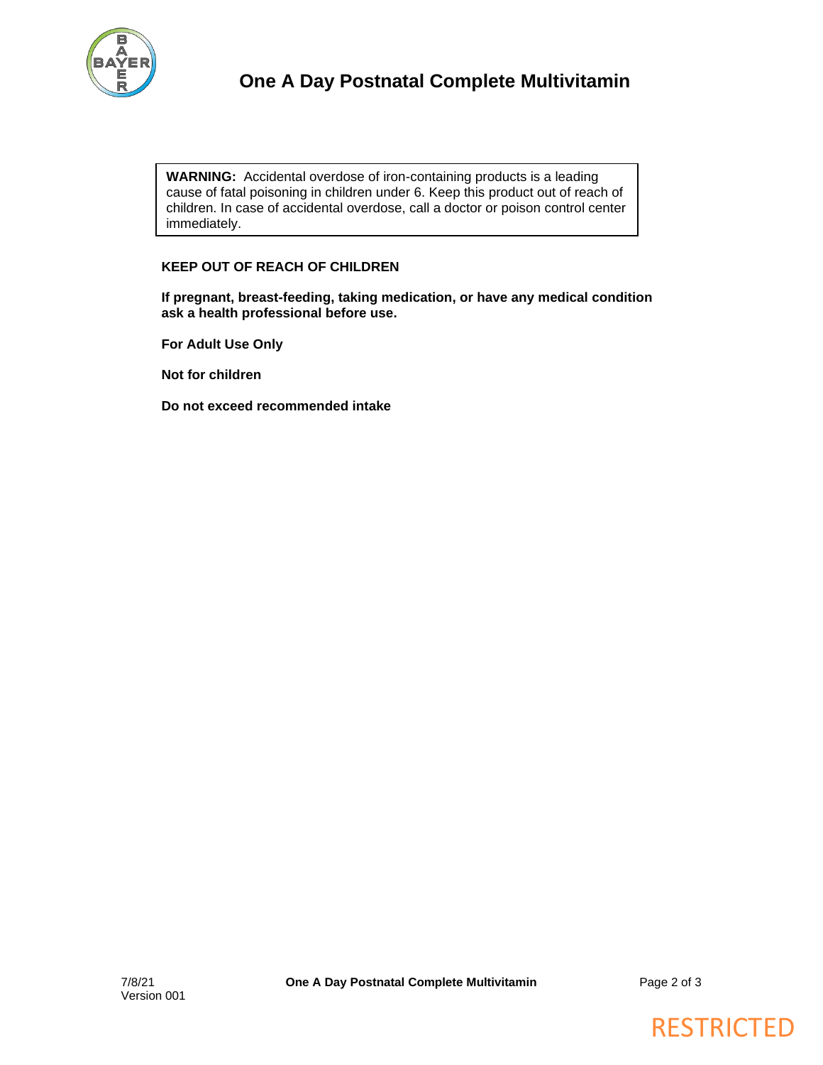**WARNING:** Accidental overdose of iron-containing products is a leading cause of fatal poisoning in children under 6. Keep this product out of reach of children. In case of accidental overdose, call a doctor or poison control center immediately.

**KEEP OUT OF REACH OF CHILDREN**

**If pregnant, breast-feeding, taking medication, or have any medical condition ask a health professional before use.**

**For Adult Use Only**

**Not for children**

**Do not exceed recommended intake**